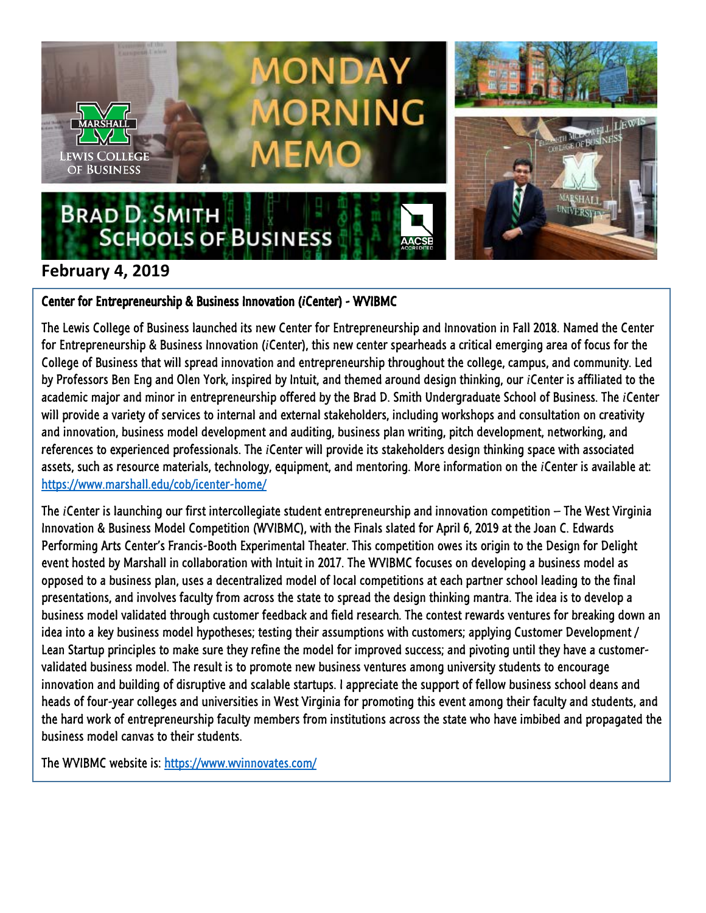# MONDAY MORNING MEMO

Marshall Lewis College of Business

Brad D. Smith Schools of Business

## February 4, 2019

### Center for Entrepreneurship & Business Innovation (*i*Center) - WVIBMC

The Lewis College of Business launched its new Center for Entrepreneurship and Innovation in Fall 2018. Named the Center for Entrepreneurship & Business Innovation (*i*Center), this new center spearheads a critical emerging area of focus for the College of Business that will spread innovation and entrepreneurship throughout the college, campus, and community. Led by Professors Ben Eng and Olen York, inspired by Intuit, and themed around design thinking, our *i*Center is affiliated to the academic major and minor in entrepreneurship offered by the Brad D. Smith Undergraduate School of Business. The *i*Center will provide a variety of services to internal and external stakeholders, including workshops and consultation on creativity and innovation, business model development and auditing, business plan writing, pitch development, networking, and references to experienced professionals. The *i*Center will provide its stakeholders design thinking space with associated assets, such as resource materials, technology, equipment, and mentoring. More information on the *i*Center is available at: [https://www.marshall.edu/cob/icenter-home/](https://www.marshall.edu/cob/icenter-home/)

The *i*Center is launching our first intercollegiate student entrepreneurship and innovation competition – The West Virginia Innovation & Business Model Competition (WVIBMC), with the Finals slated for April 6, 2019 at the Joan C. Edwards Performing Arts Center's Francis-Booth Experimental Theater. This competition owes its origin to the Design for Delight event hosted by Marshall in collaboration with Intuit in 2017. The WVIBMC focuses on developing a business model as opposed to a business plan, uses a decentralized model of local competitions at each partner school leading to the final presentations, and involves faculty from across the state to spread the design thinking mantra. The idea is to develop a business model validated through customer feedback and field research. The contest rewards ventures for breaking down an idea into a key business model hypotheses; testing their assumptions with customers; applying Customer Development / Lean Startup principles to make sure they refine the model for improved success; and pivoting until they have a customer-validated business model. The result is to promote new business ventures among university students to encourage innovation and building of disruptive and scalable startups. I appreciate the support of fellow business school deans and heads of four-year colleges and universities in West Virginia for promoting this event among their faculty and students, and the hard work of entrepreneurship faculty members from institutions across the state who have imbibed and propagated the business model canvas to their students.

The WVIBMC website is: [https://www.wvinnovates.com/](https://www.wvinnovates.com/)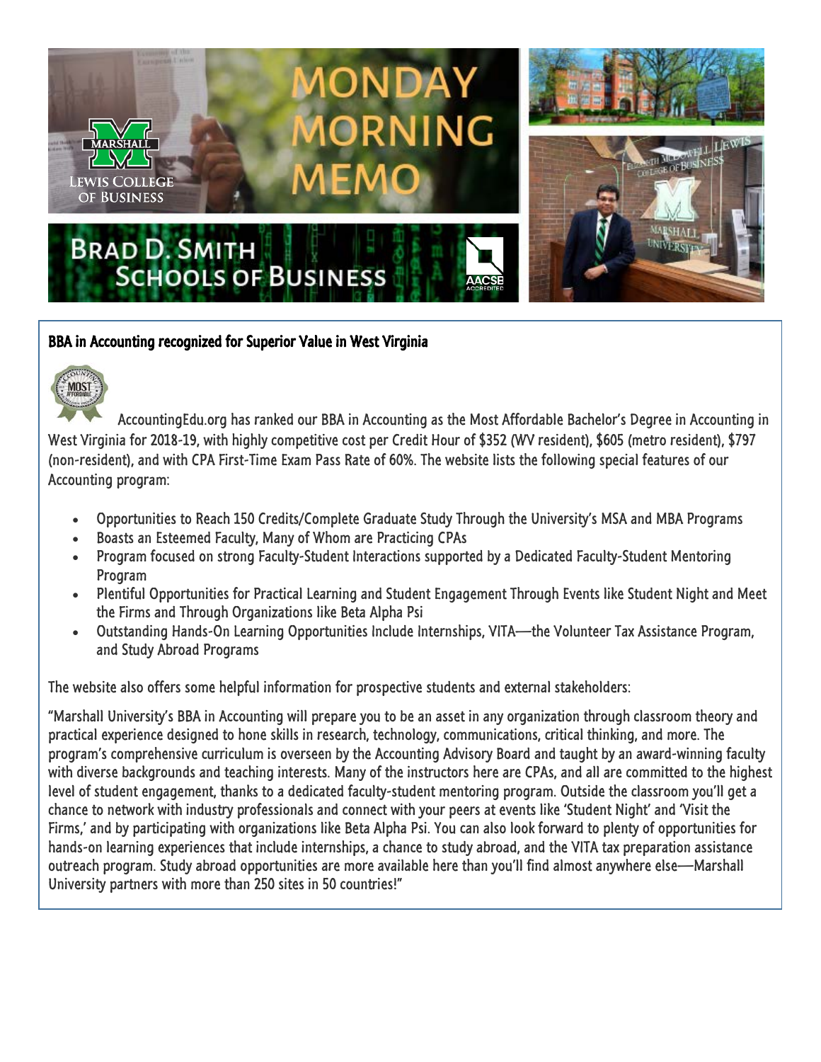# MONDAY MORNING MEMO

MARSHALL
LEWIS COLLEGE OF BUSINESS

BRAD D. SMITH SCHOOLS OF BUSINESS

AACSB ACCREDITED

## BBA in Accounting recognized for Superior Value in West Virginia

AccountingEdu.org has ranked our BBA in Accounting as the Most Affordable Bachelor's Degree in Accounting in West Virginia for 2018-19, with highly competitive cost per Credit Hour of $352 (WV resident), $605 (metro resident), $797 (non-resident), and with CPA First-Time Exam Pass Rate of 60%. The website lists the following special features of our Accounting program:

- Opportunities to Reach 150 Credits/Complete Graduate Study Through the University's MSA and MBA Programs
- Boasts an Esteemed Faculty, Many of Whom are Practicing CPAs
- Program focused on strong Faculty-Student Interactions supported by a Dedicated Faculty-Student Mentoring Program
- Plentiful Opportunities for Practical Learning and Student Engagement Through Events like Student Night and Meet the Firms and Through Organizations like Beta Alpha Psi
- Outstanding Hands-On Learning Opportunities Include Internships, VITA—the Volunteer Tax Assistance Program, and Study Abroad Programs

The website also offers some helpful information for prospective students and external stakeholders:

"Marshall University's BBA in Accounting will prepare you to be an asset in any organization through classroom theory and practical experience designed to hone skills in research, technology, communications, critical thinking, and more. The program's comprehensive curriculum is overseen by the Accounting Advisory Board and taught by an award-winning faculty with diverse backgrounds and teaching interests. Many of the instructors here are CPAs, and all are committed to the highest level of student engagement, thanks to a dedicated faculty-student mentoring program. Outside the classroom you'll get a chance to network with industry professionals and connect with your peers at events like 'Student Night' and 'Visit the Firms,' and by participating with organizations like Beta Alpha Psi. You can also look forward to plenty of opportunities for hands-on learning experiences that include internships, a chance to study abroad, and the VITA tax preparation assistance outreach program. Study abroad opportunities are more available here than you'll find almost anywhere else—Marshall University partners with more than 250 sites in 50 countries!"